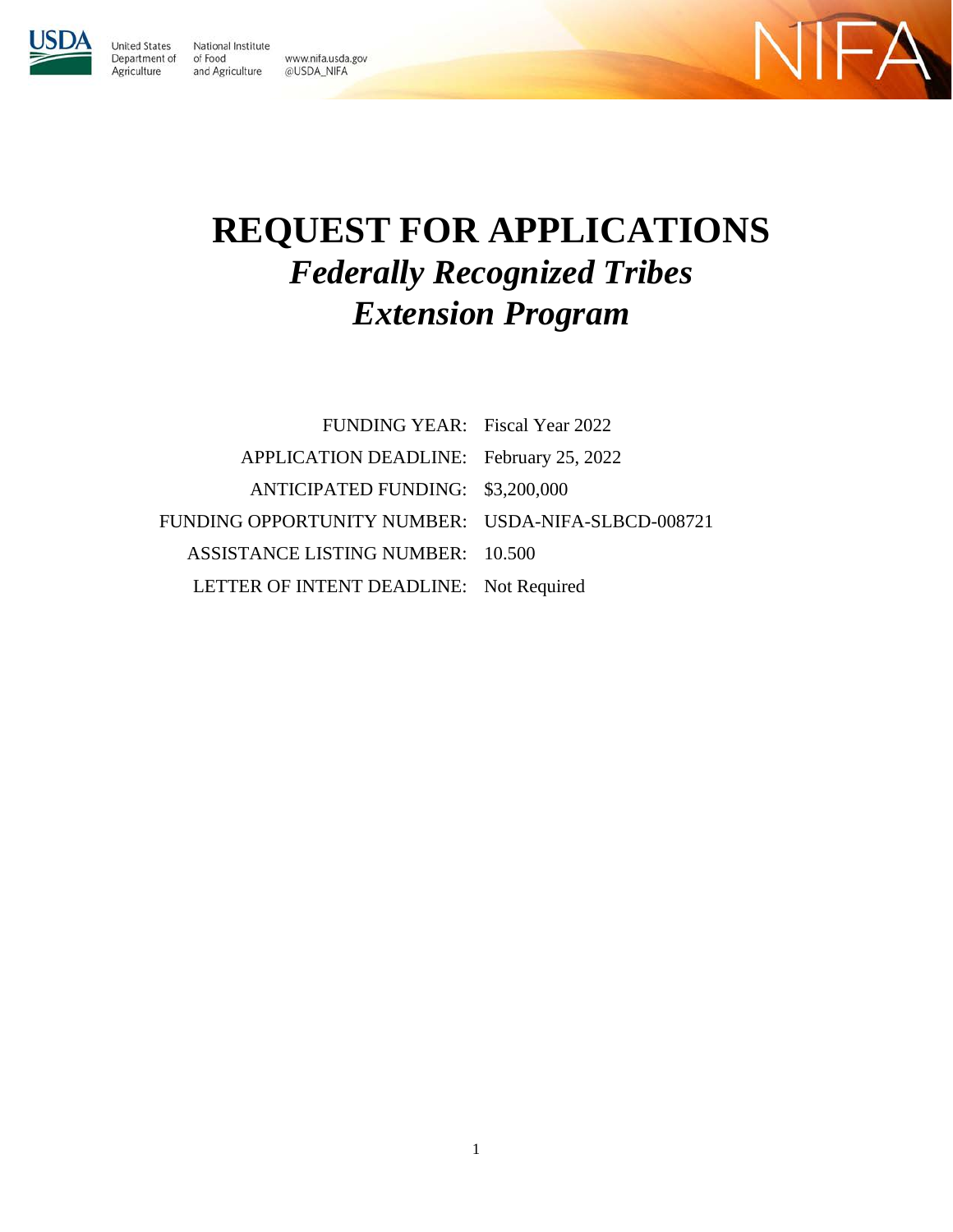United States Department of Agriculture

National Institute of Food and Agriculture

www.nifa.usda.gov
@USDA_NIFA

NIFA

# REQUEST FOR APPLICATIONS
## *Federally Recognized Tribes Extension Program*

| | |
|---|---|
| FUNDING YEAR: | Fiscal Year 2022 |
| APPLICATION DEADLINE: | February 25, 2022 |
| ANTICIPATED FUNDING: | $3,200,000 |
| FUNDING OPPORTUNITY NUMBER: | USDA-NIFA-SLBCD-008721 |
| ASSISTANCE LISTING NUMBER: | 10.500 |
| LETTER OF INTENT DEADLINE: | Not Required |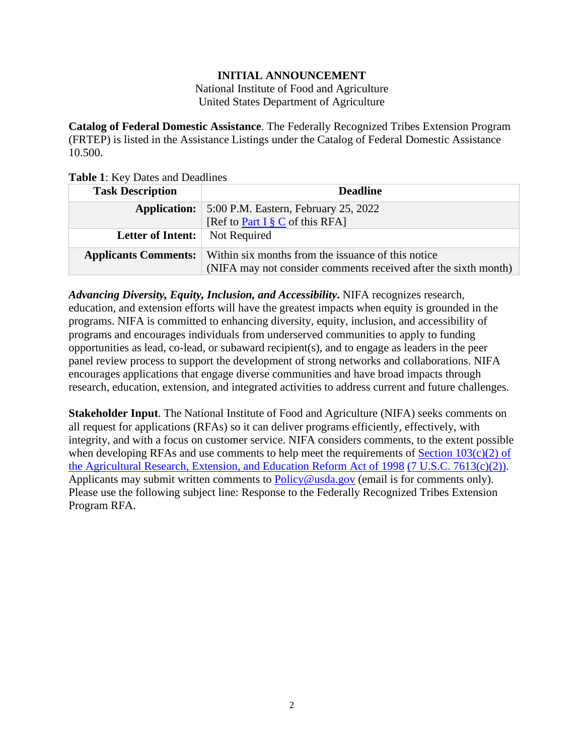**INITIAL ANNOUNCEMENT**

National Institute of Food and Agriculture
United States Department of Agriculture

**Catalog of Federal Domestic Assistance**. The Federally Recognized Tribes Extension Program (FRTEP) is listed in the Assistance Listings under the Catalog of Federal Domestic Assistance 10.500.

**Table 1**: Key Dates and Deadlines

| Task Description | Deadline |
|---|---|
| **Application:** | 5:00 P.M. Eastern, February 25, 2022 [Ref to Part I § C of this RFA] |
| **Letter of Intent:** | Not Required |
| **Applicants Comments:** | Within six months from the issuance of this notice (NIFA may not consider comments received after the sixth month) |

***Advancing Diversity, Equity, Inclusion, and Accessibility*.** NIFA recognizes research, education, and extension efforts will have the greatest impacts when equity is grounded in the programs. NIFA is committed to enhancing diversity, equity, inclusion, and accessibility of programs and encourages individuals from underserved communities to apply to funding opportunities as lead, co-lead, or subaward recipient(s), and to engage as leaders in the peer panel review process to support the development of strong networks and collaborations. NIFA encourages applications that engage diverse communities and have broad impacts through research, education, extension, and integrated activities to address current and future challenges.

**Stakeholder Input**. The National Institute of Food and Agriculture (NIFA) seeks comments on all request for applications (RFAs) so it can deliver programs efficiently, effectively, with integrity, and with a focus on customer service. NIFA considers comments, to the extent possible when developing RFAs and use comments to help meet the requirements of Section 103(c)(2) of the Agricultural Research, Extension, and Education Reform Act of 1998 (7 U.S.C. 7613(c)(2)). Applicants may submit written comments to Policy@usda.gov (email is for comments only). Please use the following subject line: Response to the Federally Recognized Tribes Extension Program RFA.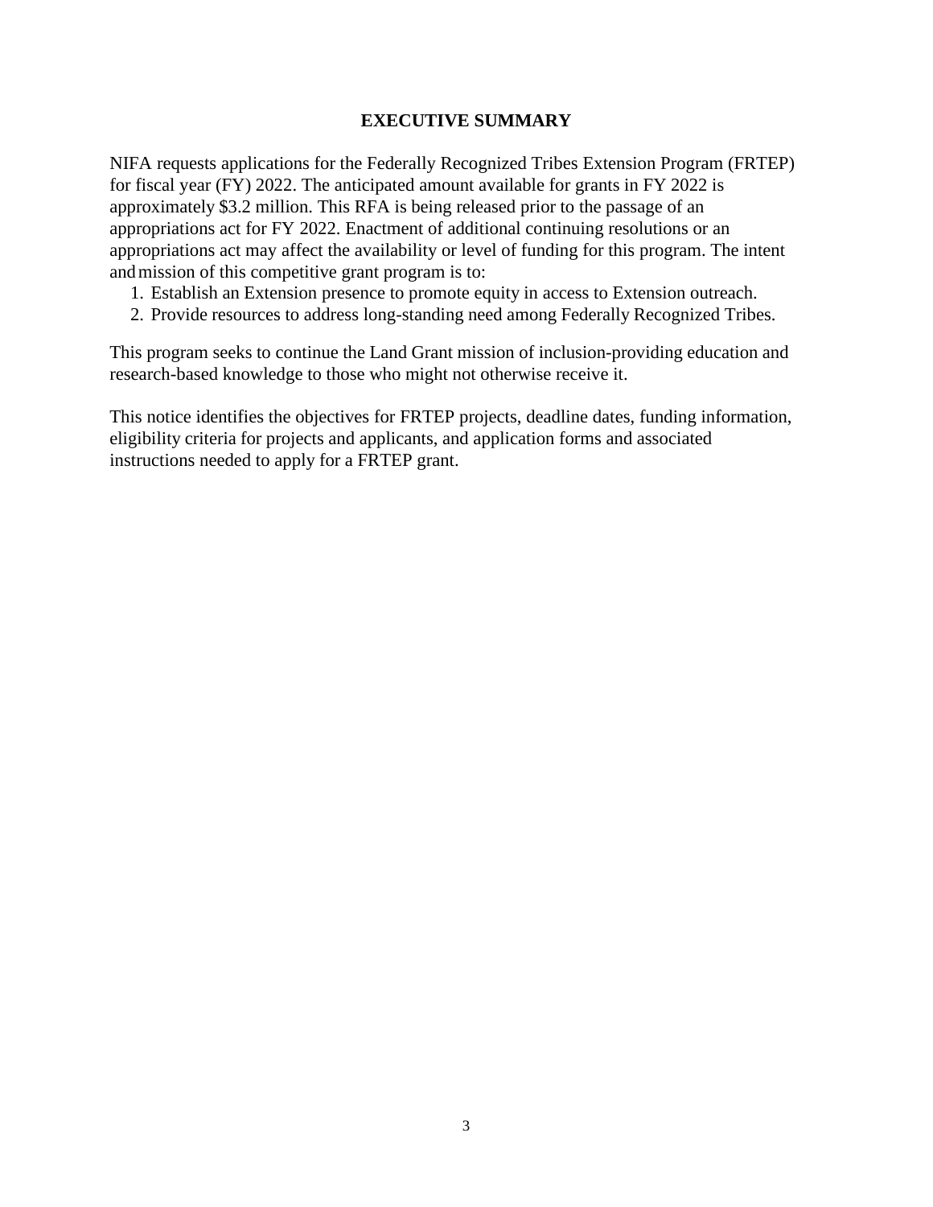# EXECUTIVE SUMMARY

NIFA requests applications for the Federally Recognized Tribes Extension Program (FRTEP) for fiscal year (FY) 2022. The anticipated amount available for grants in FY 2022 is approximately $3.2 million. This RFA is being released prior to the passage of an appropriations act for FY 2022. Enactment of additional continuing resolutions or an appropriations act may affect the availability or level of funding for this program. The intent and mission of this competitive grant program is to:

1. Establish an Extension presence to promote equity in access to Extension outreach.
2. Provide resources to address long-standing need among Federally Recognized Tribes.

This program seeks to continue the Land Grant mission of inclusion-providing education and research-based knowledge to those who might not otherwise receive it.

This notice identifies the objectives for FRTEP projects, deadline dates, funding information, eligibility criteria for projects and applicants, and application forms and associated instructions needed to apply for a FRTEP grant.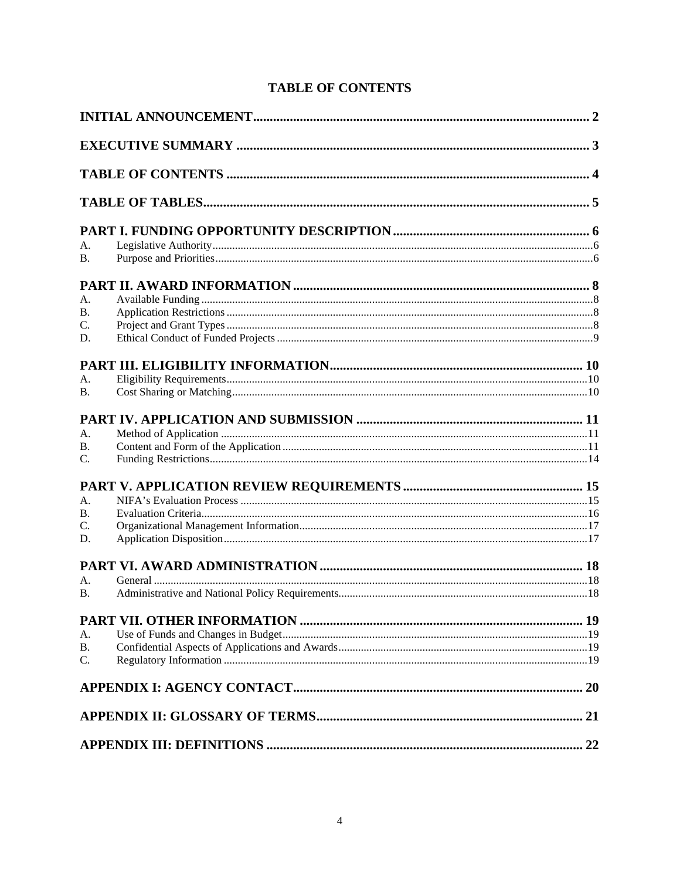# TABLE OF CONTENTS

**INITIAL ANNOUNCEMENT** .......... 2

**EXECUTIVE SUMMARY** .......... 3

**TABLE OF CONTENTS** .......... 4

**TABLE OF TABLES** .......... 5

**PART I. FUNDING OPPORTUNITY DESCRIPTION** .......... 6

- A. Legislative Authority .......... 6
- B. Purpose and Priorities .......... 6

**PART II. AWARD INFORMATION** .......... 8

- A. Available Funding .......... 8
- B. Application Restrictions .......... 8
- C. Project and Grant Types .......... 8
- D. Ethical Conduct of Funded Projects .......... 9

**PART III. ELIGIBILITY INFORMATION** .......... 10

- A. Eligibility Requirements .......... 10
- B. Cost Sharing or Matching .......... 10

**PART IV. APPLICATION AND SUBMISSION** .......... 11

- A. Method of Application .......... 11
- B. Content and Form of the Application .......... 11
- C. Funding Restrictions .......... 14

**PART V. APPLICATION REVIEW REQUIREMENTS** .......... 15

- A. NIFA's Evaluation Process .......... 15
- B. Evaluation Criteria .......... 16
- C. Organizational Management Information .......... 17
- D. Application Disposition .......... 17

**PART VI. AWARD ADMINISTRATION** .......... 18

- A. General .......... 18
- B. Administrative and National Policy Requirements .......... 18

**PART VII. OTHER INFORMATION** .......... 19

- A. Use of Funds and Changes in Budget .......... 19
- B. Confidential Aspects of Applications and Awards .......... 19
- C. Regulatory Information .......... 19

**APPENDIX I: AGENCY CONTACT** .......... 20

**APPENDIX II: GLOSSARY OF TERMS** .......... 21

**APPENDIX III: DEFINITIONS** .......... 22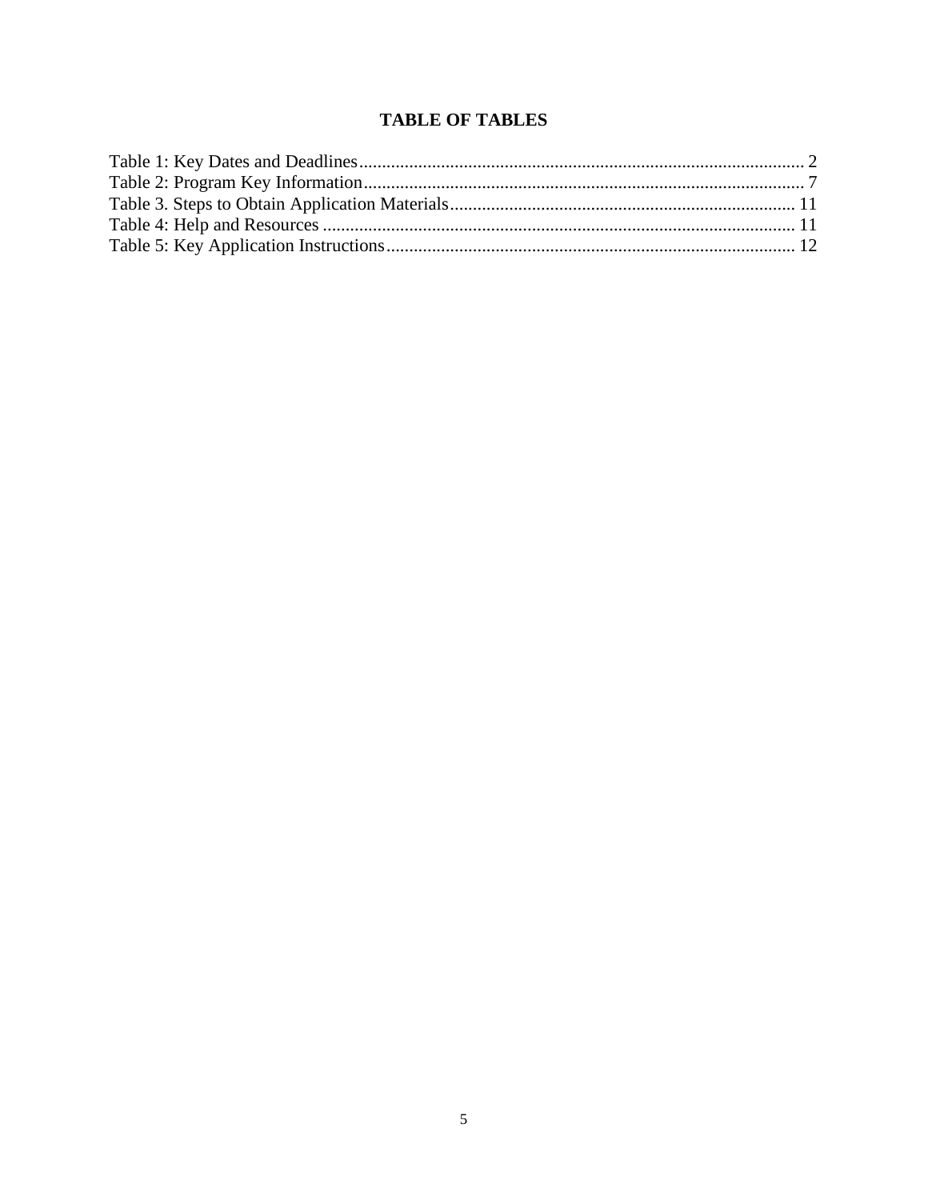## TABLE OF TABLES

Table 1: Key Dates and Deadlines .................................................................................................. 2
Table 2: Program Key Information ................................................................................................. 7
Table 3. Steps to Obtain Application Materials ............................................................................ 11
Table 4: Help and Resources ........................................................................................................ 11
Table 5: Key Application Instructions .......................................................................................... 12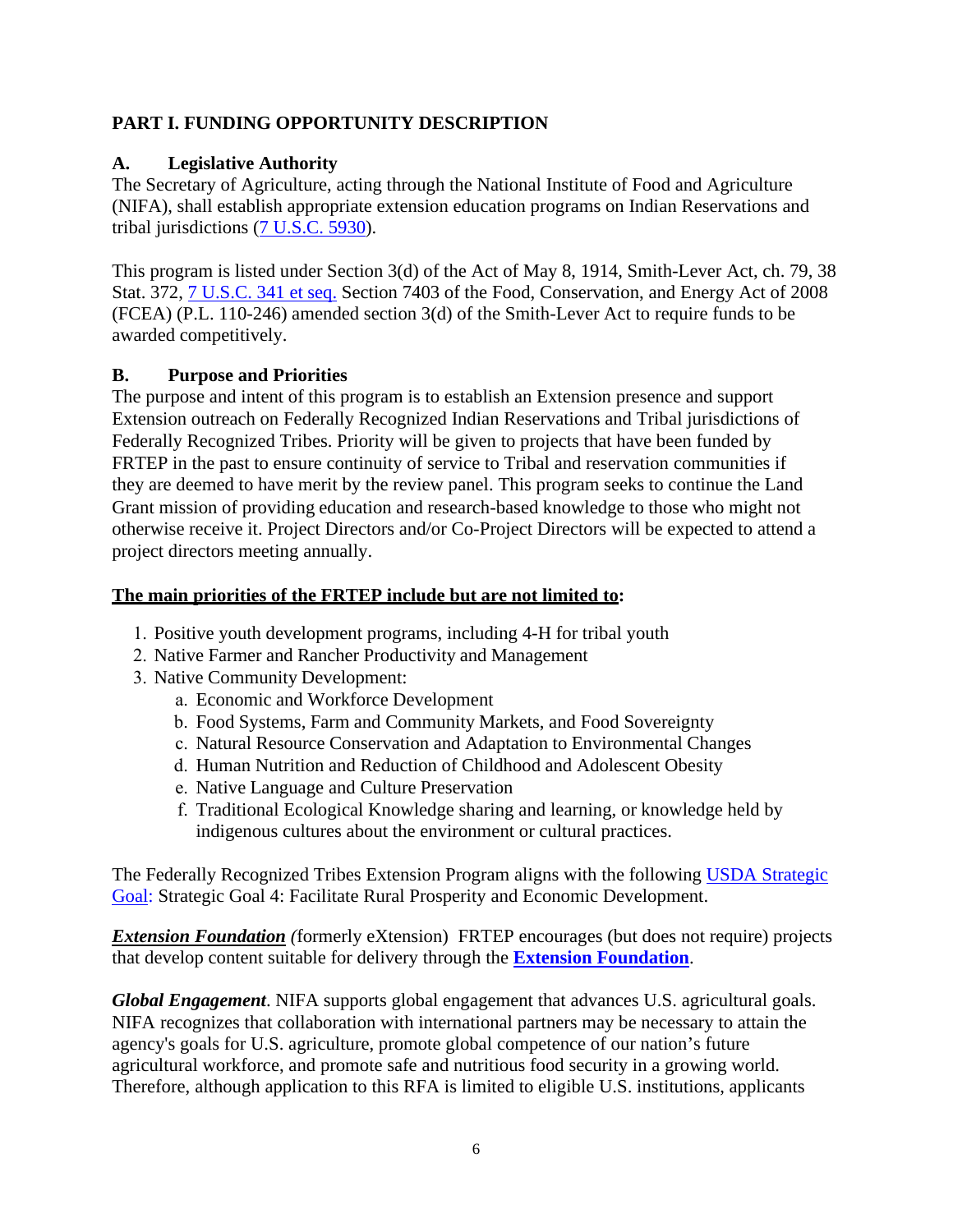## PART I. FUNDING OPPORTUNITY DESCRIPTION

### A. Legislative Authority

The Secretary of Agriculture, acting through the National Institute of Food and Agriculture (NIFA), shall establish appropriate extension education programs on Indian Reservations and tribal jurisdictions (7 U.S.C. 5930).

This program is listed under Section 3(d) of the Act of May 8, 1914, Smith-Lever Act, ch. 79, 38 Stat. 372, 7 U.S.C. 341 et seq. Section 7403 of the Food, Conservation, and Energy Act of 2008 (FCEA) (P.L. 110-246) amended section 3(d) of the Smith-Lever Act to require funds to be awarded competitively.

### B. Purpose and Priorities

The purpose and intent of this program is to establish an Extension presence and support Extension outreach on Federally Recognized Indian Reservations and Tribal jurisdictions of Federally Recognized Tribes. Priority will be given to projects that have been funded by FRTEP in the past to ensure continuity of service to Tribal and reservation communities if they are deemed to have merit by the review panel. This program seeks to continue the Land Grant mission of providing education and research-based knowledge to those who might not otherwise receive it. Project Directors and/or Co-Project Directors will be expected to attend a project directors meeting annually.

**The main priorities of the FRTEP include but are not limited to:**

1. Positive youth development programs, including 4-H for tribal youth
2. Native Farmer and Rancher Productivity and Management
3. Native Community Development:
   a. Economic and Workforce Development
   b. Food Systems, Farm and Community Markets, and Food Sovereignty
   c. Natural Resource Conservation and Adaptation to Environmental Changes
   d. Human Nutrition and Reduction of Childhood and Adolescent Obesity
   e. Native Language and Culture Preservation
   f. Traditional Ecological Knowledge sharing and learning, or knowledge held by indigenous cultures about the environment or cultural practices.

The Federally Recognized Tribes Extension Program aligns with the following USDA Strategic Goal: Strategic Goal 4: Facilitate Rural Prosperity and Economic Development.

***Extension Foundation*** *(*formerly eXtension) FRTEP encourages (but does not require) projects that develop content suitable for delivery through the **Extension Foundation**.

***Global Engagement***. NIFA supports global engagement that advances U.S. agricultural goals. NIFA recognizes that collaboration with international partners may be necessary to attain the agency's goals for U.S. agriculture, promote global competence of our nation's future agricultural workforce, and promote safe and nutritious food security in a growing world. Therefore, although application to this RFA is limited to eligible U.S. institutions, applicants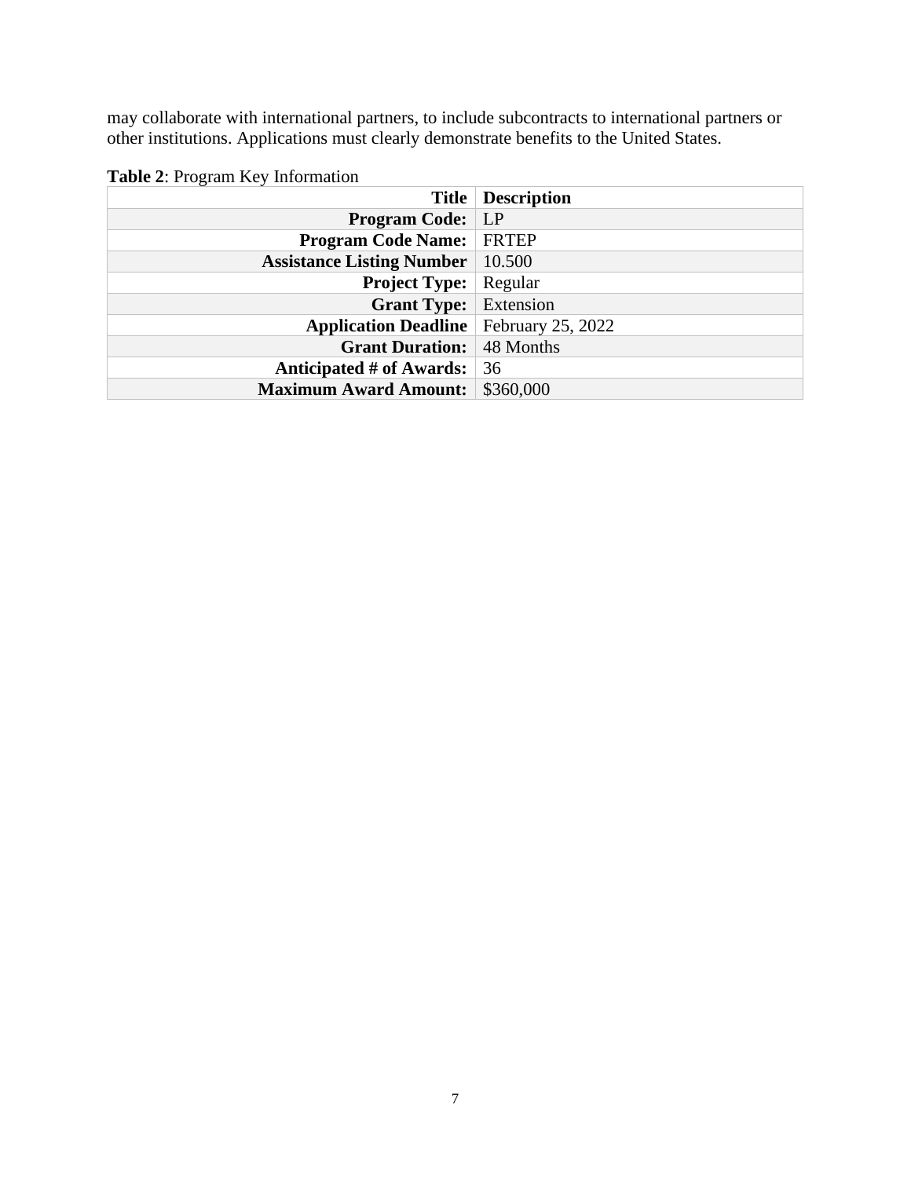may collaborate with international partners, to include subcontracts to international partners or other institutions. Applications must clearly demonstrate benefits to the United States.

**Table 2**: Program Key Information

| Title | Description |
|---:|---|
| **Program Code:** | LP |
| **Program Code Name:** | FRTEP |
| **Assistance Listing Number** | 10.500 |
| **Project Type:** | Regular |
| **Grant Type:** | Extension |
| **Application Deadline** | February 25, 2022 |
| **Grant Duration:** | 48 Months |
| **Anticipated # of Awards:** | 36 |
| **Maximum Award Amount:** | $360,000 |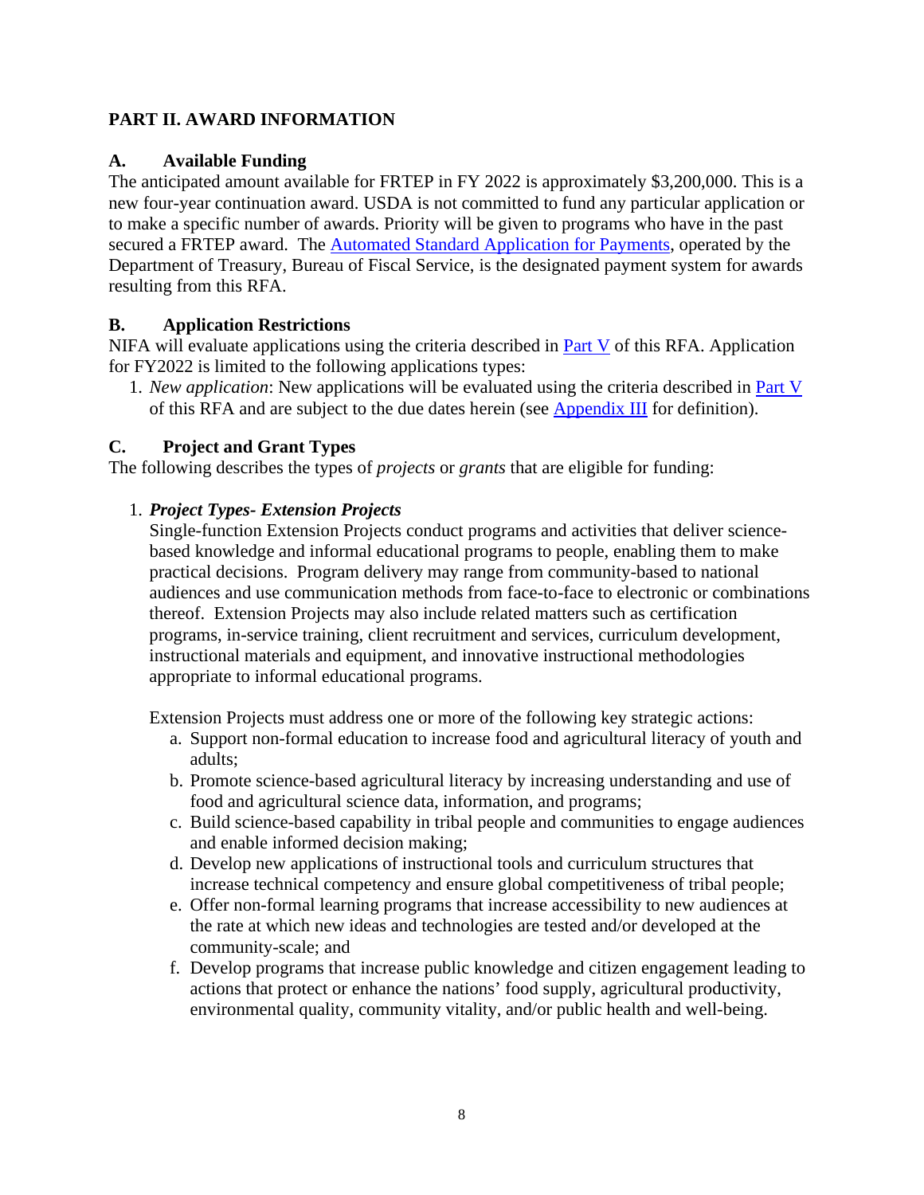## PART II. AWARD INFORMATION

### A. Available Funding

The anticipated amount available for FRTEP in FY 2022 is approximately $3,200,000. This is a new four-year continuation award. USDA is not committed to fund any particular application or to make a specific number of awards. Priority will be given to programs who have in the past secured a FRTEP award. The Automated Standard Application for Payments, operated by the Department of Treasury, Bureau of Fiscal Service, is the designated payment system for awards resulting from this RFA.

### B. Application Restrictions

NIFA will evaluate applications using the criteria described in Part V of this RFA. Application for FY2022 is limited to the following applications types:

1. *New application*: New applications will be evaluated using the criteria described in Part V of this RFA and are subject to the due dates herein (see Appendix III for definition).

### C. Project and Grant Types

The following describes the types of *projects* or *grants* that are eligible for funding:

1. ***Project Types- Extension Projects***

   Single-function Extension Projects conduct programs and activities that deliver science-based knowledge and informal educational programs to people, enabling them to make practical decisions. Program delivery may range from community-based to national audiences and use communication methods from face-to-face to electronic or combinations thereof. Extension Projects may also include related matters such as certification programs, in-service training, client recruitment and services, curriculum development, instructional materials and equipment, and innovative instructional methodologies appropriate to informal educational programs.

   Extension Projects must address one or more of the following key strategic actions:

   a. Support non-formal education to increase food and agricultural literacy of youth and adults;
   b. Promote science-based agricultural literacy by increasing understanding and use of food and agricultural science data, information, and programs;
   c. Build science-based capability in tribal people and communities to engage audiences and enable informed decision making;
   d. Develop new applications of instructional tools and curriculum structures that increase technical competency and ensure global competitiveness of tribal people;
   e. Offer non-formal learning programs that increase accessibility to new audiences at the rate at which new ideas and technologies are tested and/or developed at the community-scale; and
   f. Develop programs that increase public knowledge and citizen engagement leading to actions that protect or enhance the nations' food supply, agricultural productivity, environmental quality, community vitality, and/or public health and well-being.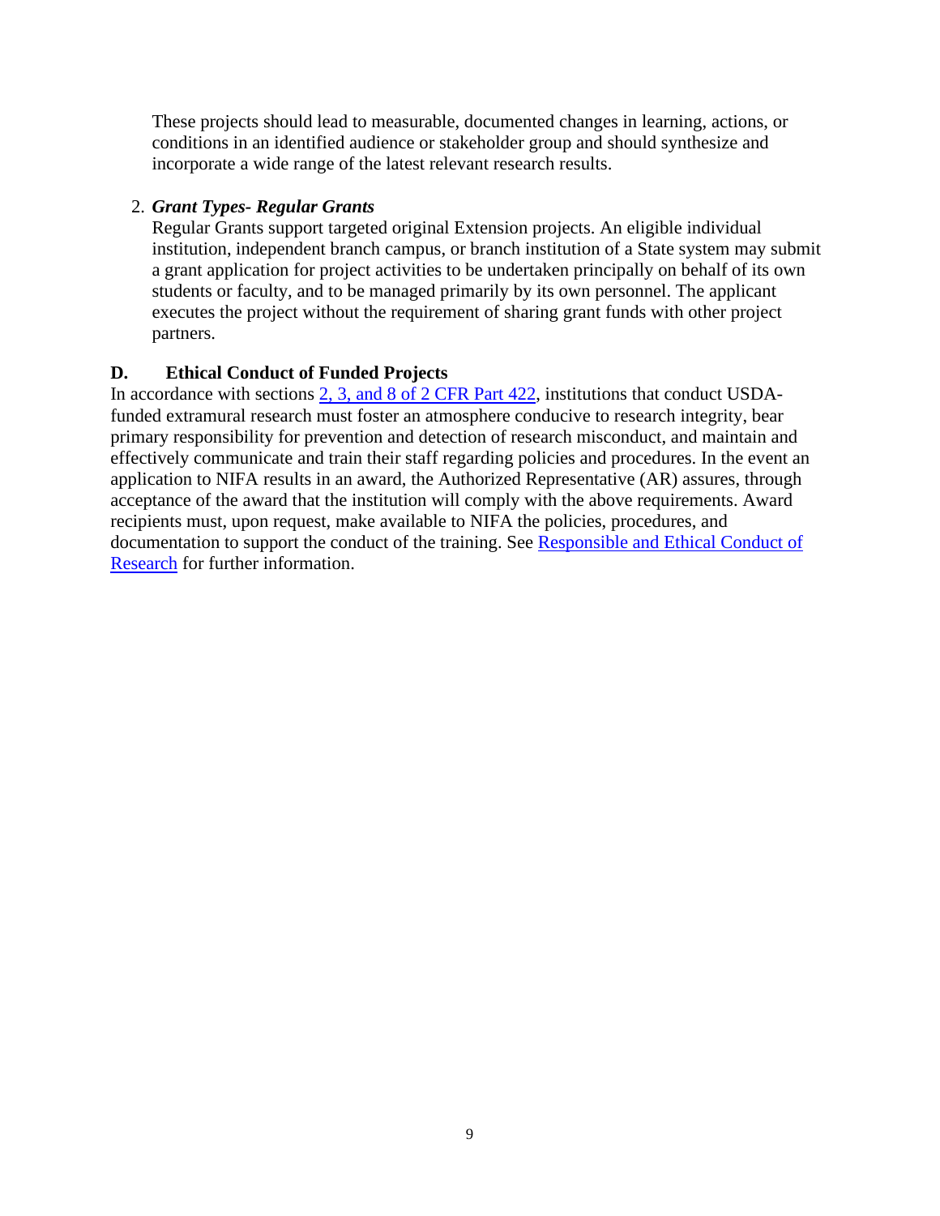These projects should lead to measurable, documented changes in learning, actions, or conditions in an identified audience or stakeholder group and should synthesize and incorporate a wide range of the latest relevant research results.

2. ***Grant Types- Regular Grants***
   Regular Grants support targeted original Extension projects. An eligible individual institution, independent branch campus, or branch institution of a State system may submit a grant application for project activities to be undertaken principally on behalf of its own students or faculty, and to be managed primarily by its own personnel. The applicant executes the project without the requirement of sharing grant funds with other project partners.

### D. Ethical Conduct of Funded Projects

In accordance with sections [2, 3, and 8 of 2 CFR Part 422](), institutions that conduct USDA-funded extramural research must foster an atmosphere conducive to research integrity, bear primary responsibility for prevention and detection of research misconduct, and maintain and effectively communicate and train their staff regarding policies and procedures. In the event an application to NIFA results in an award, the Authorized Representative (AR) assures, through acceptance of the award that the institution will comply with the above requirements. Award recipients must, upon request, make available to NIFA the policies, procedures, and documentation to support the conduct of the training. See [Responsible and Ethical Conduct of Research]() for further information.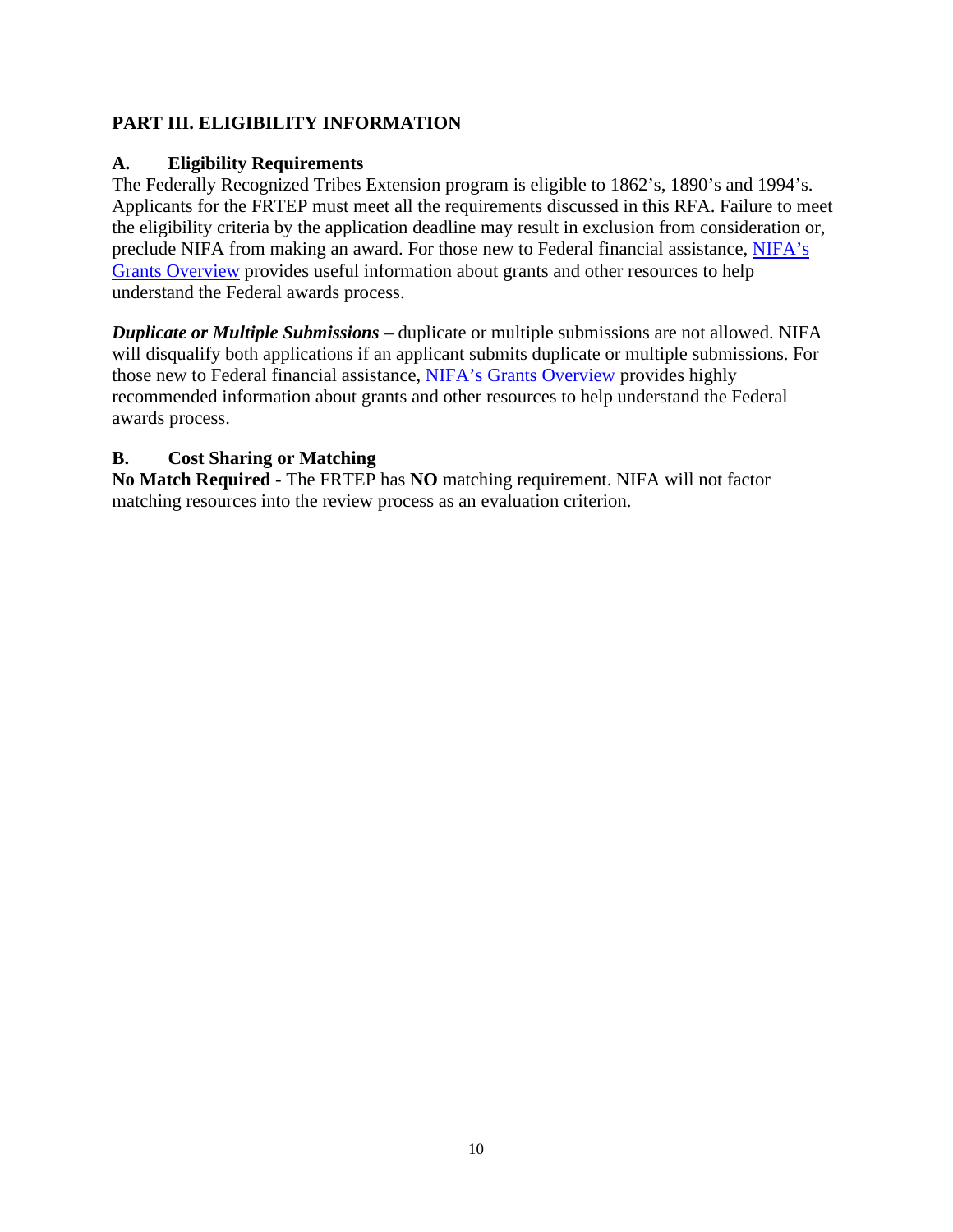# PART III. ELIGIBILITY INFORMATION

## A. Eligibility Requirements

The Federally Recognized Tribes Extension program is eligible to 1862's, 1890's and 1994's. Applicants for the FRTEP must meet all the requirements discussed in this RFA. Failure to meet the eligibility criteria by the application deadline may result in exclusion from consideration or, preclude NIFA from making an award. For those new to Federal financial assistance, NIFA's Grants Overview provides useful information about grants and other resources to help understand the Federal awards process.

***Duplicate or Multiple Submissions*** – duplicate or multiple submissions are not allowed. NIFA will disqualify both applications if an applicant submits duplicate or multiple submissions. For those new to Federal financial assistance, NIFA's Grants Overview provides highly recommended information about grants and other resources to help understand the Federal awards process.

## B. Cost Sharing or Matching

**No Match Required** - The FRTEP has **NO** matching requirement. NIFA will not factor matching resources into the review process as an evaluation criterion.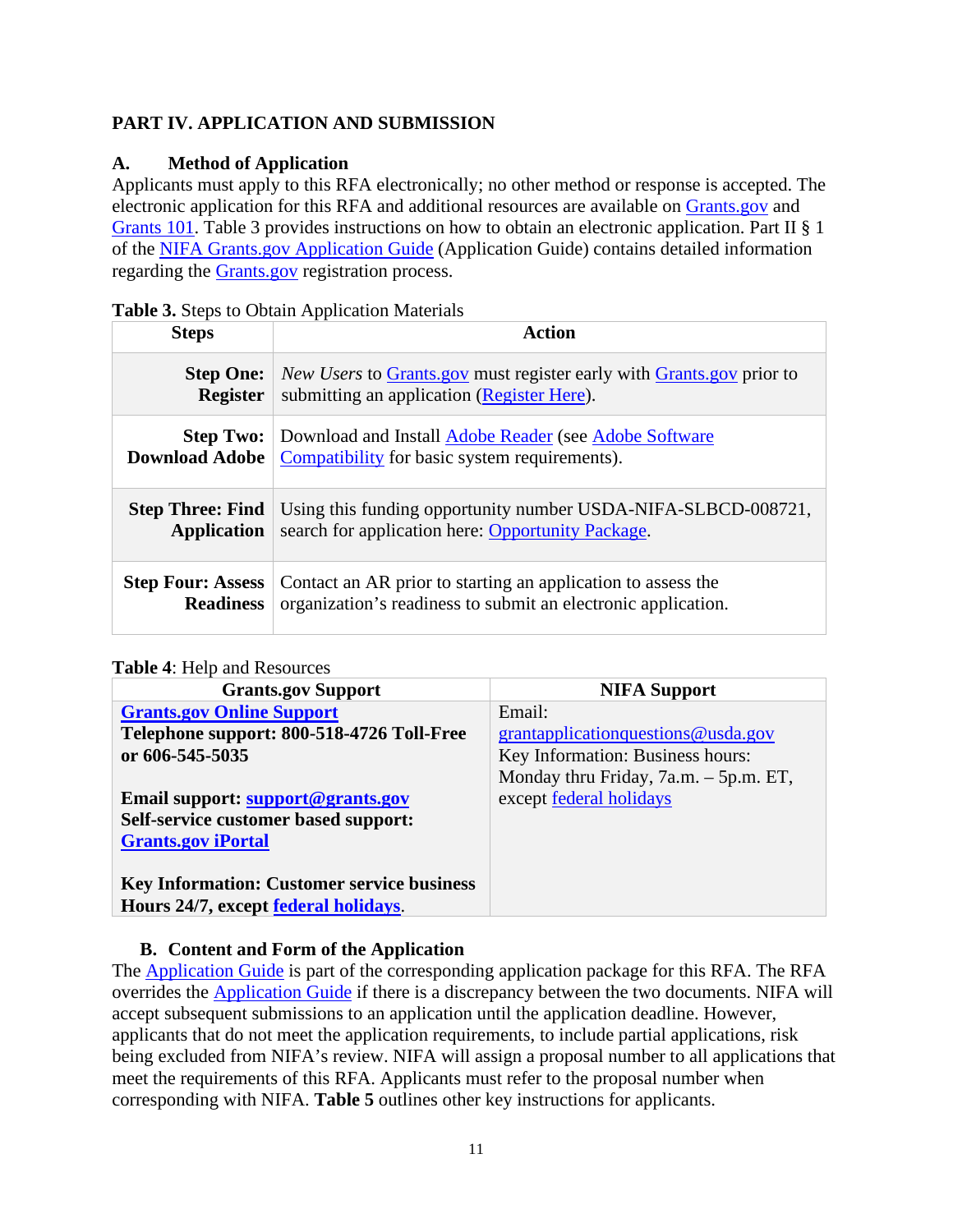## PART IV. APPLICATION AND SUBMISSION

### A. Method of Application

Applicants must apply to this RFA electronically; no other method or response is accepted. The electronic application for this RFA and additional resources are available on Grants.gov and Grants 101. Table 3 provides instructions on how to obtain an electronic application. Part II § 1 of the NIFA Grants.gov Application Guide (Application Guide) contains detailed information regarding the Grants.gov registration process.

**Table 3.** Steps to Obtain Application Materials

| Steps | Action |
| --- | --- |
| **Step One: Register** | *New Users* to Grants.gov must register early with Grants.gov prior to submitting an application (Register Here). |
| **Step Two: Download Adobe** | Download and Install Adobe Reader (see Adobe Software Compatibility for basic system requirements). |
| **Step Three: Find Application** | Using this funding opportunity number USDA-NIFA-SLBCD-008721, search for application here: Opportunity Package. |
| **Step Four: Assess Readiness** | Contact an AR prior to starting an application to assess the organization's readiness to submit an electronic application. |

**Table 4**: Help and Resources

| Grants.gov Support | NIFA Support |
| --- | --- |
| **Grants.gov Online Support**<br>**Telephone support: 800-518-4726 Toll-Free or 606-545-5035**<br><br>**Email support: support@grants.gov**<br>**Self-service customer based support: Grants.gov iPortal**<br><br>**Key Information: Customer service business Hours 24/7, except federal holidays**. | Email: grantapplicationquestions@usda.gov<br>Key Information: Business hours: Monday thru Friday, 7a.m. – 5p.m. ET, except federal holidays |

### B. Content and Form of the Application

The Application Guide is part of the corresponding application package for this RFA. The RFA overrides the Application Guide if there is a discrepancy between the two documents. NIFA will accept subsequent submissions to an application until the application deadline. However, applicants that do not meet the application requirements, to include partial applications, risk being excluded from NIFA's review. NIFA will assign a proposal number to all applications that meet the requirements of this RFA. Applicants must refer to the proposal number when corresponding with NIFA. **Table 5** outlines other key instructions for applicants.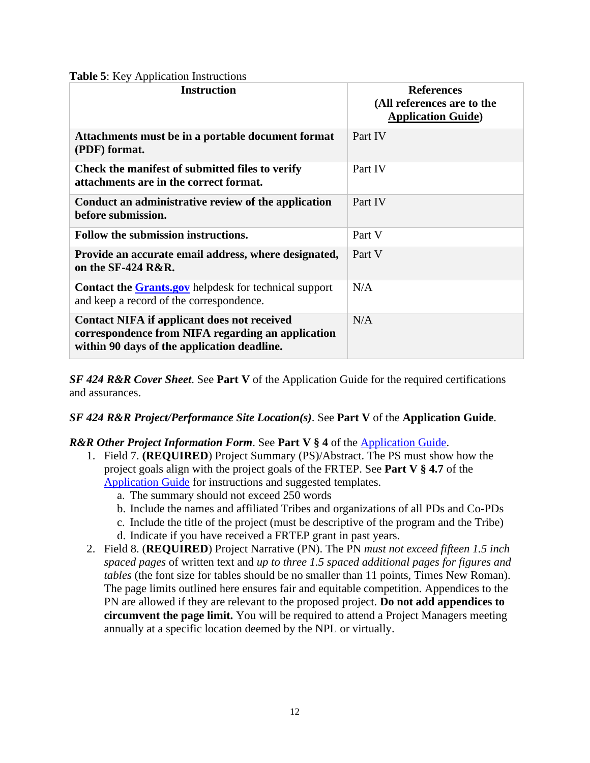**Table 5**: Key Application Instructions

| Instruction | References (All references are to the Application Guide) |
|---|---|
| **Attachments must be in a portable document format (PDF) format.** | Part IV |
| **Check the manifest of submitted files to verify attachments are in the correct format.** | Part IV |
| **Conduct an administrative review of the application before submission.** | Part IV |
| **Follow the submission instructions.** | Part V |
| **Provide an accurate email address, where designated, on the SF-424 R&R.** | Part V |
| **Contact the Grants.gov** helpdesk for technical support and keep a record of the correspondence. | N/A |
| **Contact NIFA if applicant does not received correspondence from NIFA regarding an application within 90 days of the application deadline.** | N/A |

***SF 424 R&R Cover Sheet***. See **Part V** of the Application Guide for the required certifications and assurances.

***SF 424 R&R Project/Performance Site Location(s)***. See **Part V** of the **Application Guide**.

***R&R Other Project Information Form***. See **Part V § 4** of the Application Guide.

1. Field 7. **(REQUIRED**) Project Summary (PS)/Abstract. The PS must show how the project goals align with the project goals of the FRTEP. See **Part V § 4.7** of the Application Guide for instructions and suggested templates.
   a. The summary should not exceed 250 words
   b. Include the names and affiliated Tribes and organizations of all PDs and Co-PDs
   c. Include the title of the project (must be descriptive of the program and the Tribe)
   d. Indicate if you have received a FRTEP grant in past years.
2. Field 8. (**REQUIRED**) Project Narrative (PN). The PN *must not exceed fifteen 1.5 inch spaced pages* of written text and *up to three 1.5 spaced additional pages for figures and tables* (the font size for tables should be no smaller than 11 points, Times New Roman). The page limits outlined here ensures fair and equitable competition. Appendices to the PN are allowed if they are relevant to the proposed project. **Do not add appendices to circumvent the page limit.** You will be required to attend a Project Managers meeting annually at a specific location deemed by the NPL or virtually.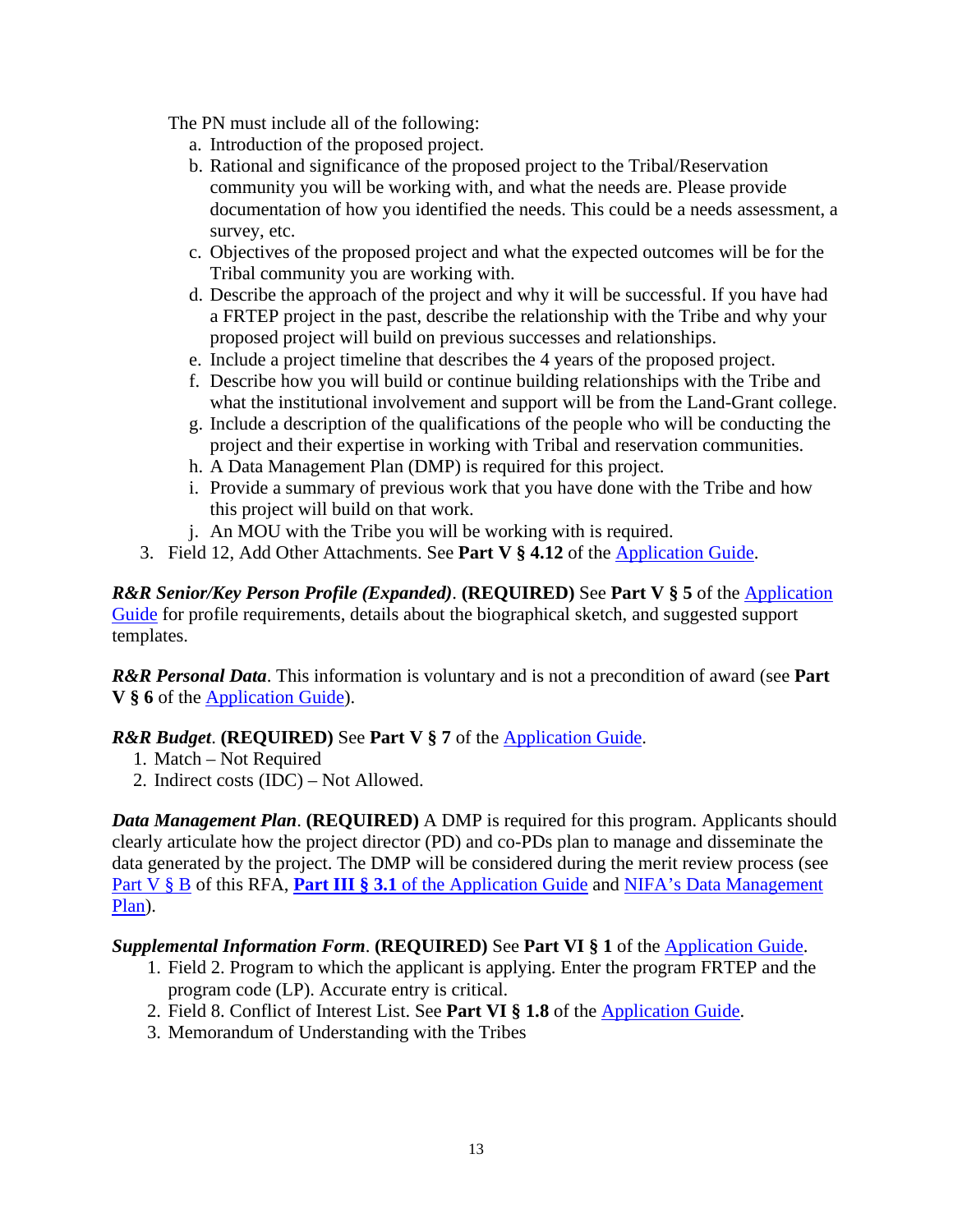The PN must include all of the following:

a. Introduction of the proposed project.
b. Rational and significance of the proposed project to the Tribal/Reservation community you will be working with, and what the needs are. Please provide documentation of how you identified the needs. This could be a needs assessment, a survey, etc.
c. Objectives of the proposed project and what the expected outcomes will be for the Tribal community you are working with.
d. Describe the approach of the project and why it will be successful. If you have had a FRTEP project in the past, describe the relationship with the Tribe and why your proposed project will build on previous successes and relationships.
e. Include a project timeline that describes the 4 years of the proposed project.
f. Describe how you will build or continue building relationships with the Tribe and what the institutional involvement and support will be from the Land-Grant college.
g. Include a description of the qualifications of the people who will be conducting the project and their expertise in working with Tribal and reservation communities.
h. A Data Management Plan (DMP) is required for this project.
i. Provide a summary of previous work that you have done with the Tribe and how this project will build on that work.
j. An MOU with the Tribe you will be working with is required.

3. Field 12, Add Other Attachments. See **Part V § 4.12** of the Application Guide.

***R&R Senior/Key Person Profile (Expanded)***. **(REQUIRED)** See **Part V § 5** of the Application Guide for profile requirements, details about the biographical sketch, and suggested support templates.

***R&R Personal Data***. This information is voluntary and is not a precondition of award (see **Part V § 6** of the Application Guide).

***R&R Budget***. **(REQUIRED)** See **Part V § 7** of the Application Guide.

1. Match – Not Required
2. Indirect costs (IDC) – Not Allowed.

***Data Management Plan***. **(REQUIRED)** A DMP is required for this program. Applicants should clearly articulate how the project director (PD) and co-PDs plan to manage and disseminate the data generated by the project. The DMP will be considered during the merit review process (see Part V § B of this RFA, **Part III § 3.1** of the Application Guide and NIFA's Data Management Plan).

***Supplemental Information Form***. **(REQUIRED)** See **Part VI § 1** of the Application Guide.

1. Field 2. Program to which the applicant is applying. Enter the program FRTEP and the program code (LP). Accurate entry is critical.
2. Field 8. Conflict of Interest List. See **Part VI § 1.8** of the Application Guide.
3. Memorandum of Understanding with the Tribes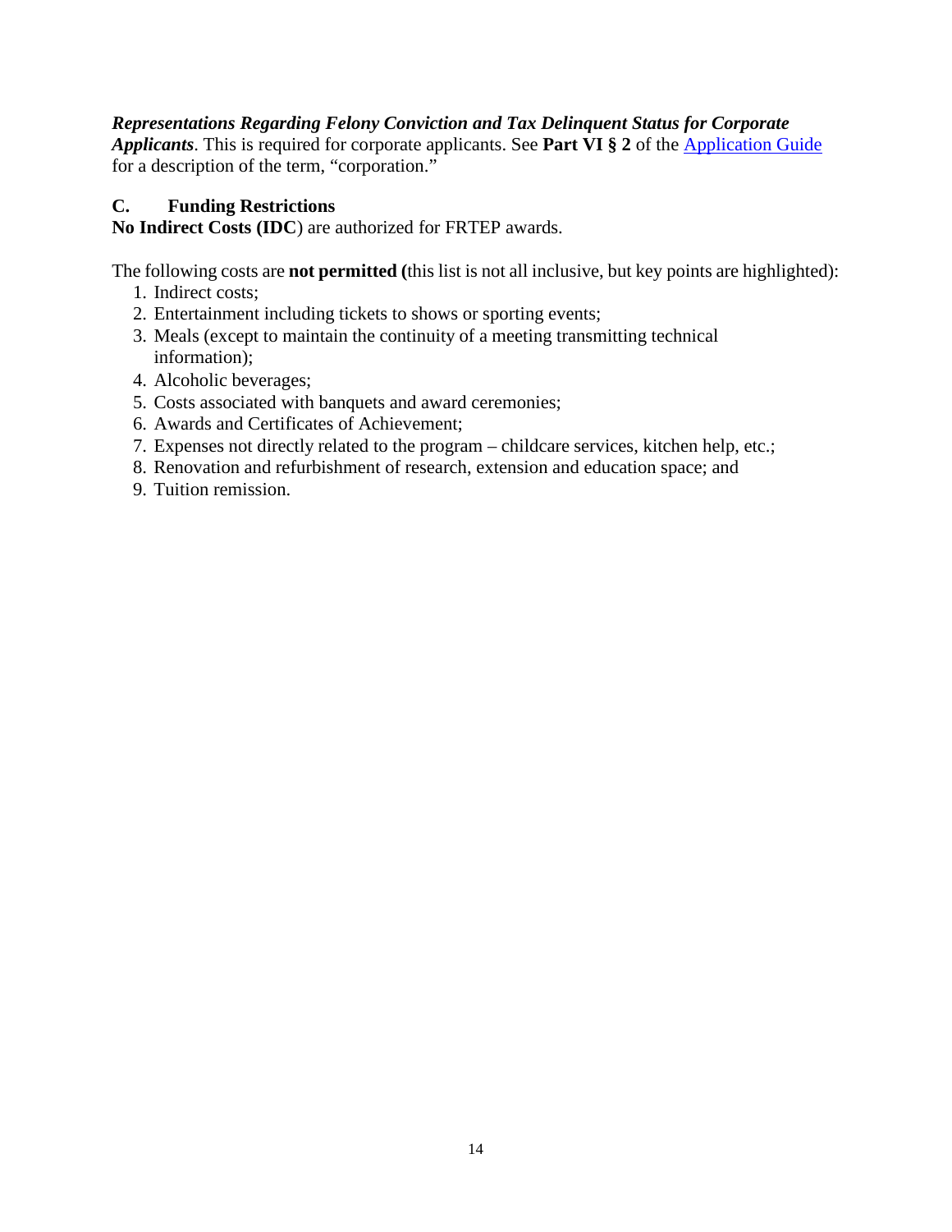***Representations Regarding Felony Conviction and Tax Delinquent Status for Corporate Applicants***. This is required for corporate applicants. See **Part VI § 2** of the [Application Guide](Application Guide) for a description of the term, "corporation."

### C. Funding Restrictions

**No Indirect Costs (IDC**) are authorized for FRTEP awards.

The following costs are **not permitted (**this list is not all inclusive, but key points are highlighted):

1. Indirect costs;
2. Entertainment including tickets to shows or sporting events;
3. Meals (except to maintain the continuity of a meeting transmitting technical information);
4. Alcoholic beverages;
5. Costs associated with banquets and award ceremonies;
6. Awards and Certificates of Achievement;
7. Expenses not directly related to the program – childcare services, kitchen help, etc.;
8. Renovation and refurbishment of research, extension and education space; and
9. Tuition remission.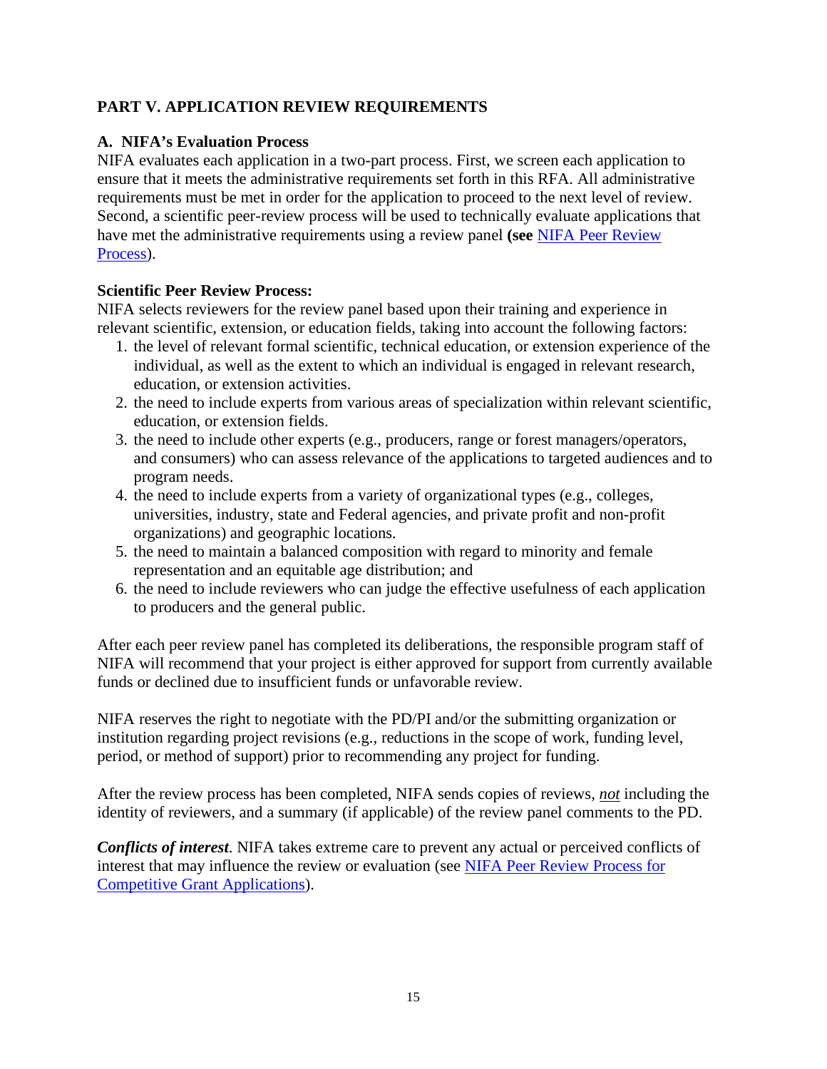## PART V. APPLICATION REVIEW REQUIREMENTS

### A. NIFA's Evaluation Process

NIFA evaluates each application in a two-part process. First, we screen each application to ensure that it meets the administrative requirements set forth in this RFA. All administrative requirements must be met in order for the application to proceed to the next level of review. Second, a scientific peer-review process will be used to technically evaluate applications that have met the administrative requirements using a review panel **(see** [NIFA Peer Review Process](NIFA Peer Review Process)).

**Scientific Peer Review Process:**

NIFA selects reviewers for the review panel based upon their training and experience in relevant scientific, extension, or education fields, taking into account the following factors:

1. the level of relevant formal scientific, technical education, or extension experience of the individual, as well as the extent to which an individual is engaged in relevant research, education, or extension activities.
2. the need to include experts from various areas of specialization within relevant scientific, education, or extension fields.
3. the need to include other experts (e.g., producers, range or forest managers/operators, and consumers) who can assess relevance of the applications to targeted audiences and to program needs.
4. the need to include experts from a variety of organizational types (e.g., colleges, universities, industry, state and Federal agencies, and private profit and non-profit organizations) and geographic locations.
5. the need to maintain a balanced composition with regard to minority and female representation and an equitable age distribution; and
6. the need to include reviewers who can judge the effective usefulness of each application to producers and the general public.

After each peer review panel has completed its deliberations, the responsible program staff of NIFA will recommend that your project is either approved for support from currently available funds or declined due to insufficient funds or unfavorable review.

NIFA reserves the right to negotiate with the PD/PI and/or the submitting organization or institution regarding project revisions (e.g., reductions in the scope of work, funding level, period, or method of support) prior to recommending any project for funding.

After the review process has been completed, NIFA sends copies of reviews, ***not*** including the identity of reviewers, and a summary (if applicable) of the review panel comments to the PD.

***Conflicts of interest***. NIFA takes extreme care to prevent any actual or perceived conflicts of interest that may influence the review or evaluation (see [NIFA Peer Review Process for Competitive Grant Applications](NIFA Peer Review Process for Competitive Grant Applications)).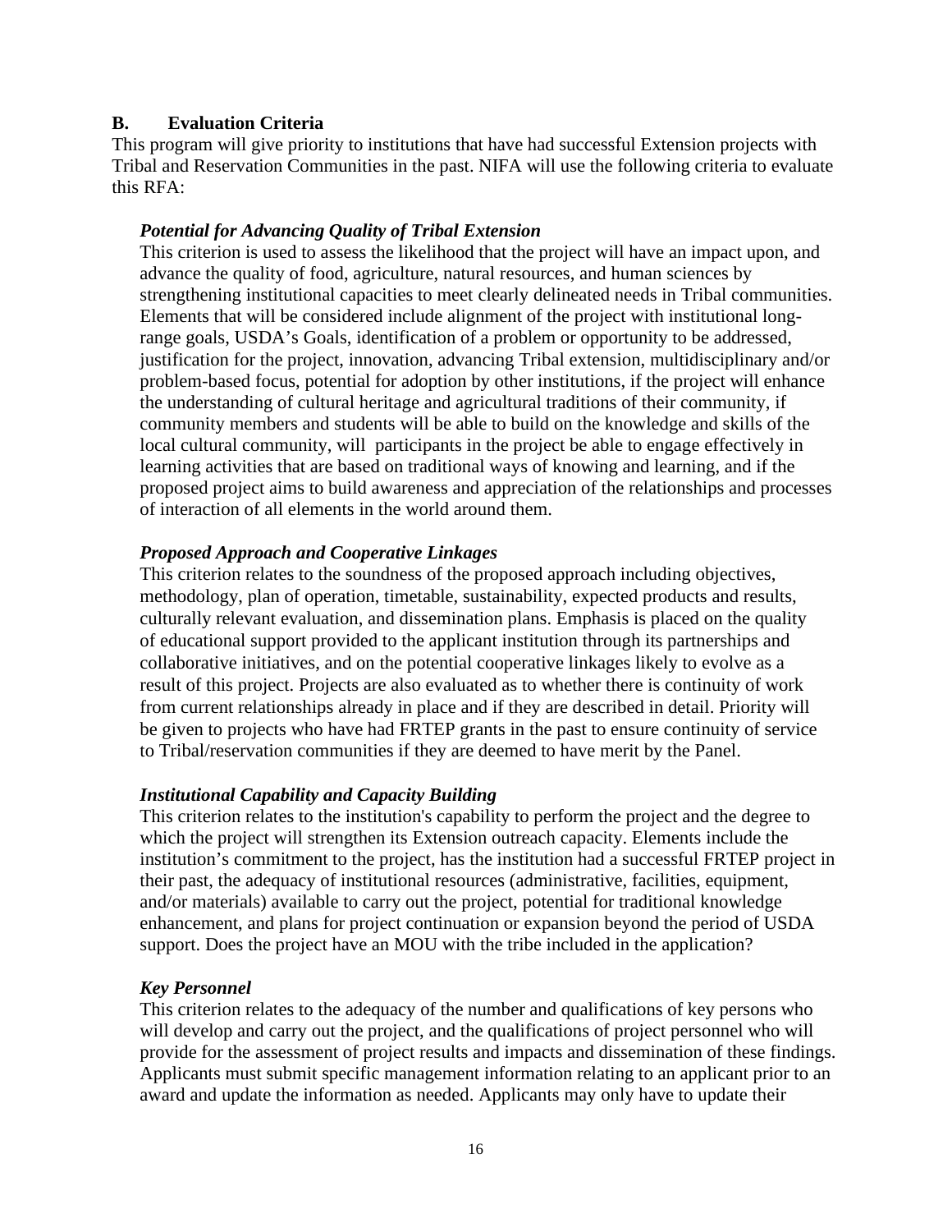## B. Evaluation Criteria

This program will give priority to institutions that have had successful Extension projects with Tribal and Reservation Communities in the past. NIFA will use the following criteria to evaluate this RFA:

***Potential for Advancing Quality of Tribal Extension***

This criterion is used to assess the likelihood that the project will have an impact upon, and advance the quality of food, agriculture, natural resources, and human sciences by strengthening institutional capacities to meet clearly delineated needs in Tribal communities. Elements that will be considered include alignment of the project with institutional long-range goals, USDA's Goals, identification of a problem or opportunity to be addressed, justification for the project, innovation, advancing Tribal extension, multidisciplinary and/or problem-based focus, potential for adoption by other institutions, if the project will enhance the understanding of cultural heritage and agricultural traditions of their community, if community members and students will be able to build on the knowledge and skills of the local cultural community, will participants in the project be able to engage effectively in learning activities that are based on traditional ways of knowing and learning, and if the proposed project aims to build awareness and appreciation of the relationships and processes of interaction of all elements in the world around them.

***Proposed Approach and Cooperative Linkages***

This criterion relates to the soundness of the proposed approach including objectives, methodology, plan of operation, timetable, sustainability, expected products and results, culturally relevant evaluation, and dissemination plans. Emphasis is placed on the quality of educational support provided to the applicant institution through its partnerships and collaborative initiatives, and on the potential cooperative linkages likely to evolve as a result of this project. Projects are also evaluated as to whether there is continuity of work from current relationships already in place and if they are described in detail. Priority will be given to projects who have had FRTEP grants in the past to ensure continuity of service to Tribal/reservation communities if they are deemed to have merit by the Panel.

***Institutional Capability and Capacity Building***

This criterion relates to the institution's capability to perform the project and the degree to which the project will strengthen its Extension outreach capacity. Elements include the institution's commitment to the project, has the institution had a successful FRTEP project in their past, the adequacy of institutional resources (administrative, facilities, equipment, and/or materials) available to carry out the project, potential for traditional knowledge enhancement, and plans for project continuation or expansion beyond the period of USDA support. Does the project have an MOU with the tribe included in the application?

***Key Personnel***

This criterion relates to the adequacy of the number and qualifications of key persons who will develop and carry out the project, and the qualifications of project personnel who will provide for the assessment of project results and impacts and dissemination of these findings. Applicants must submit specific management information relating to an applicant prior to an award and update the information as needed. Applicants may only have to update their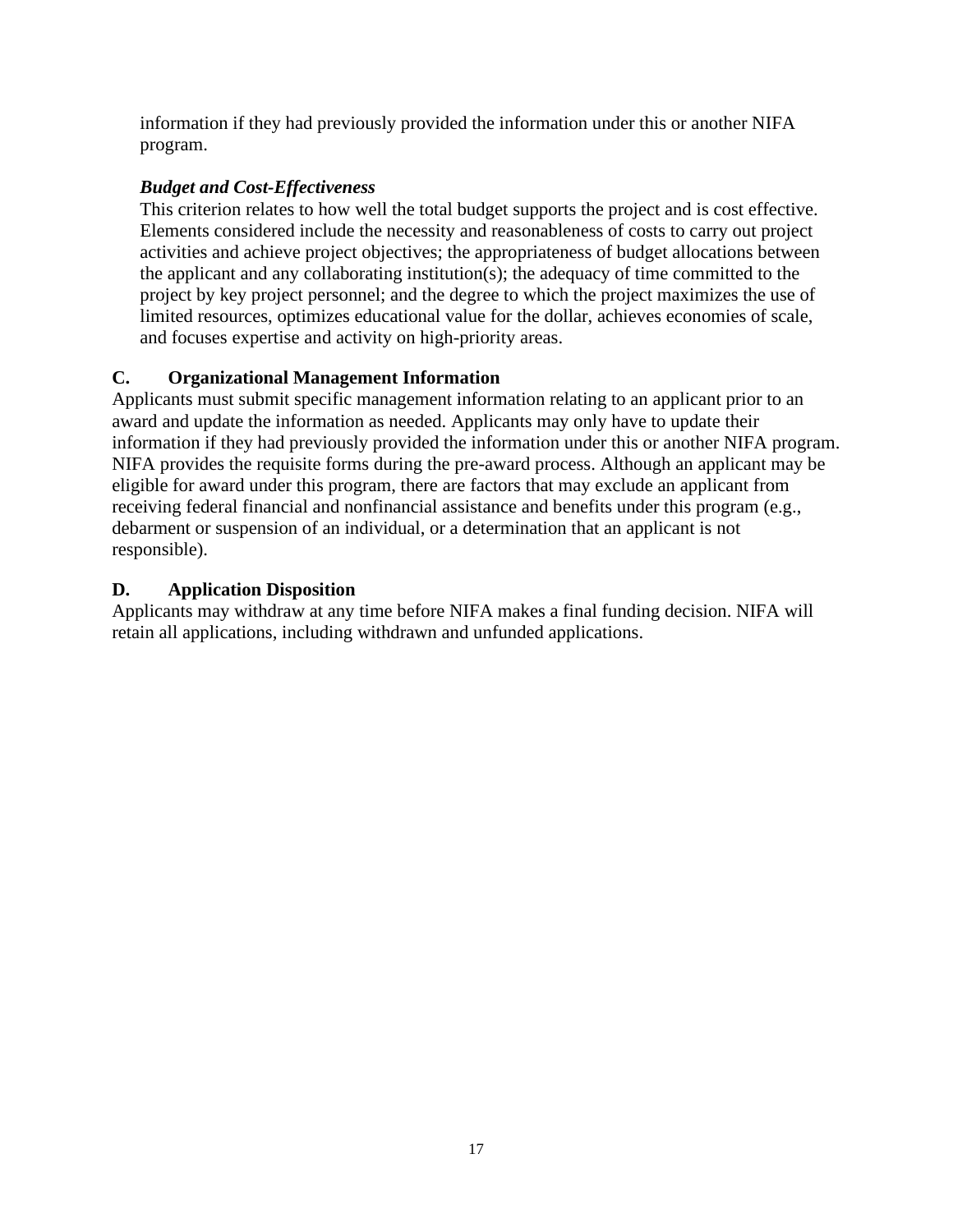information if they had previously provided the information under this or another NIFA program.

***Budget and Cost-Effectiveness***
This criterion relates to how well the total budget supports the project and is cost effective. Elements considered include the necessity and reasonableness of costs to carry out project activities and achieve project objectives; the appropriateness of budget allocations between the applicant and any collaborating institution(s); the adequacy of time committed to the project by key project personnel; and the degree to which the project maximizes the use of limited resources, optimizes educational value for the dollar, achieves economies of scale, and focuses expertise and activity on high-priority areas.

## C. Organizational Management Information

Applicants must submit specific management information relating to an applicant prior to an award and update the information as needed. Applicants may only have to update their information if they had previously provided the information under this or another NIFA program. NIFA provides the requisite forms during the pre-award process. Although an applicant may be eligible for award under this program, there are factors that may exclude an applicant from receiving federal financial and nonfinancial assistance and benefits under this program (e.g., debarment or suspension of an individual, or a determination that an applicant is not responsible).

## D. Application Disposition

Applicants may withdraw at any time before NIFA makes a final funding decision. NIFA will retain all applications, including withdrawn and unfunded applications.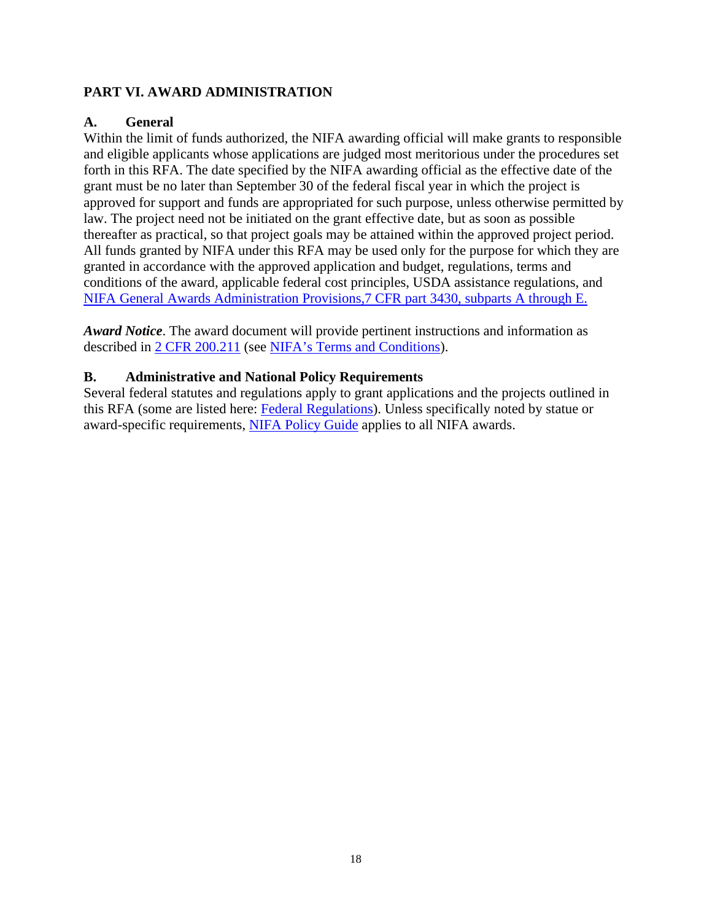## PART VI. AWARD ADMINISTRATION

### A. General

Within the limit of funds authorized, the NIFA awarding official will make grants to responsible and eligible applicants whose applications are judged most meritorious under the procedures set forth in this RFA. The date specified by the NIFA awarding official as the effective date of the grant must be no later than September 30 of the federal fiscal year in which the project is approved for support and funds are appropriated for such purpose, unless otherwise permitted by law. The project need not be initiated on the grant effective date, but as soon as possible thereafter as practical, so that project goals may be attained within the approved project period. All funds granted by NIFA under this RFA may be used only for the purpose for which they are granted in accordance with the approved application and budget, regulations, terms and conditions of the award, applicable federal cost principles, USDA assistance regulations, and NIFA General Awards Administration Provisions,7 CFR part 3430, subparts A through E.

***Award Notice***. The award document will provide pertinent instructions and information as described in 2 CFR 200.211 (see NIFA's Terms and Conditions).

### B. Administrative and National Policy Requirements

Several federal statutes and regulations apply to grant applications and the projects outlined in this RFA (some are listed here: Federal Regulations). Unless specifically noted by statue or award-specific requirements, NIFA Policy Guide applies to all NIFA awards.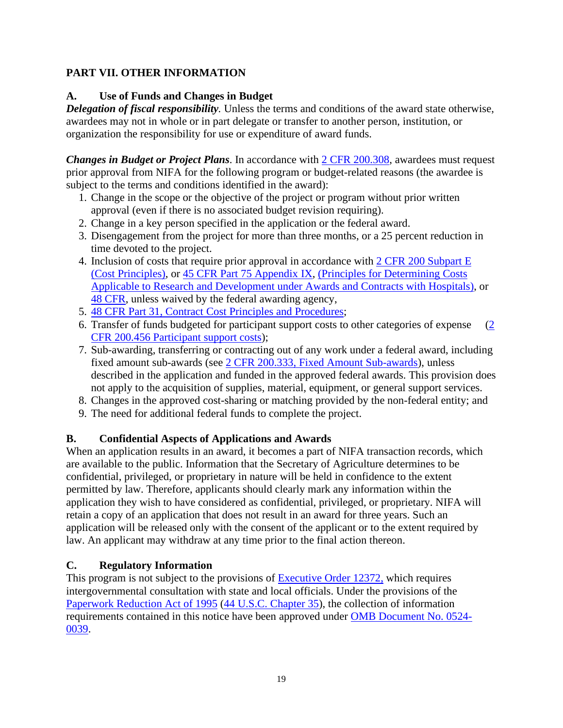## PART VII. OTHER INFORMATION

### A. Use of Funds and Changes in Budget

***Delegation of fiscal responsibility.*** Unless the terms and conditions of the award state otherwise, awardees may not in whole or in part delegate or transfer to another person, institution, or organization the responsibility for use or expenditure of award funds.

***Changes in Budget or Project Plans***. In accordance with [2 CFR 200.308](), awardees must request prior approval from NIFA for the following program or budget-related reasons (the awardee is subject to the terms and conditions identified in the award):

1. Change in the scope or the objective of the project or program without prior written approval (even if there is no associated budget revision requiring).
2. Change in a key person specified in the application or the federal award.
3. Disengagement from the project for more than three months, or a 25 percent reduction in time devoted to the project.
4. Inclusion of costs that require prior approval in accordance with [2 CFR 200 Subpart E (Cost Principles)](), or [45 CFR Part 75 Appendix IX](), [(Principles for Determining Costs Applicable to Research and Development under Awards and Contracts with Hospitals)](), or [48 CFR](), unless waived by the federal awarding agency,
5. [48 CFR Part 31, Contract Cost Principles and Procedures]();
6. Transfer of funds budgeted for participant support costs to other categories of expense ([2 CFR 200.456 Participant support costs]());
7. Sub-awarding, transferring or contracting out of any work under a federal award, including fixed amount sub-awards (see [2 CFR 200.333, Fixed Amount Sub-awards]()), unless described in the application and funded in the approved federal awards. This provision does not apply to the acquisition of supplies, material, equipment, or general support services.
8. Changes in the approved cost-sharing or matching provided by the non-federal entity; and
9. The need for additional federal funds to complete the project.

### B. Confidential Aspects of Applications and Awards

When an application results in an award, it becomes a part of NIFA transaction records, which are available to the public. Information that the Secretary of Agriculture determines to be confidential, privileged, or proprietary in nature will be held in confidence to the extent permitted by law. Therefore, applicants should clearly mark any information within the application they wish to have considered as confidential, privileged, or proprietary. NIFA will retain a copy of an application that does not result in an award for three years. Such an application will be released only with the consent of the applicant or to the extent required by law. An applicant may withdraw at any time prior to the final action thereon.

### C. Regulatory Information

This program is not subject to the provisions of [Executive Order 12372,]() which requires intergovernmental consultation with state and local officials. Under the provisions of the [Paperwork Reduction Act of 1995]() ([44 U.S.C. Chapter 35]()), the collection of information requirements contained in this notice have been approved under [OMB Document No. 0524-0039]().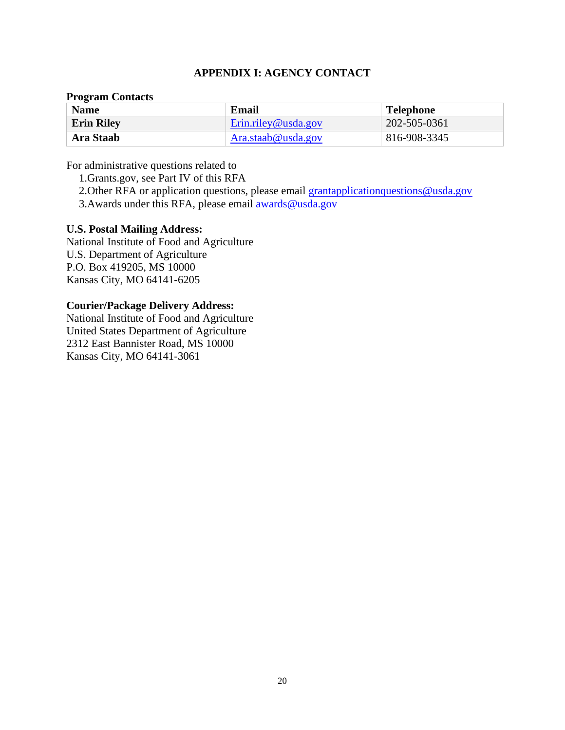## APPENDIX I: AGENCY CONTACT

**Program Contacts**

| Name | Email | Telephone |
|---|---|---|
| **Erin Riley** | Erin.riley@usda.gov | 202-505-0361 |
| **Ara Staab** | Ara.staab@usda.gov | 816-908-3345 |

For administrative questions related to

1. Grants.gov, see Part IV of this RFA
2. Other RFA or application questions, please email grantapplicationquestions@usda.gov
3. Awards under this RFA, please email awards@usda.gov

**U.S. Postal Mailing Address:**
National Institute of Food and Agriculture
U.S. Department of Agriculture
P.O. Box 419205, MS 10000
Kansas City, MO 64141-6205

**Courier/Package Delivery Address:**
National Institute of Food and Agriculture
United States Department of Agriculture
2312 East Bannister Road, MS 10000
Kansas City, MO 64141-3061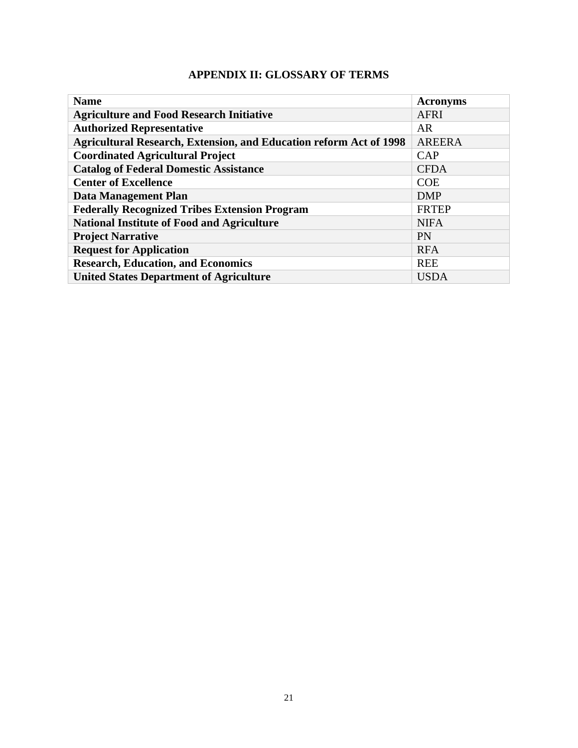## APPENDIX II: GLOSSARY OF TERMS

| Name | Acronyms |
|---|---|
| **Agriculture and Food Research Initiative** | AFRI |
| **Authorized Representative** | AR |
| **Agricultural Research, Extension, and Education reform Act of 1998** | AREERA |
| **Coordinated Agricultural Project** | CAP |
| **Catalog of Federal Domestic Assistance** | CFDA |
| **Center of Excellence** | COE |
| **Data Management Plan** | DMP |
| **Federally Recognized Tribes Extension Program** | FRTEP |
| **National Institute of Food and Agriculture** | NIFA |
| **Project Narrative** | PN |
| **Request for Application** | RFA |
| **Research, Education, and Economics** | REE |
| **United States Department of Agriculture** | USDA |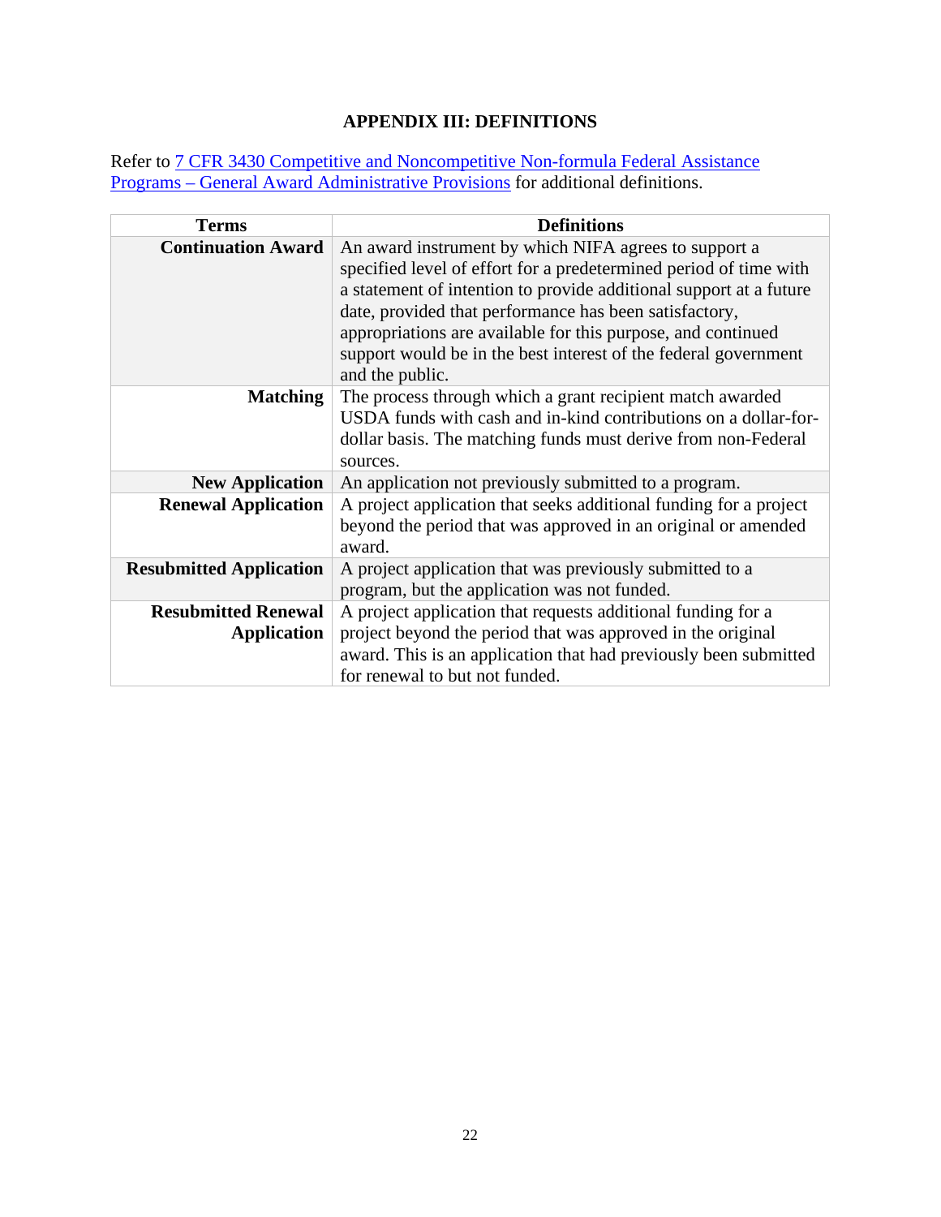# APPENDIX III: DEFINITIONS

Refer to [7 CFR 3430 Competitive and Noncompetitive Non-formula Federal Assistance Programs – General Award Administrative Provisions]() for additional definitions.

| Terms | Definitions |
|---|---|
| **Continuation Award** | An award instrument by which NIFA agrees to support a specified level of effort for a predetermined period of time with a statement of intention to provide additional support at a future date, provided that performance has been satisfactory, appropriations are available for this purpose, and continued support would be in the best interest of the federal government and the public. |
| **Matching** | The process through which a grant recipient match awarded USDA funds with cash and in-kind contributions on a dollar-for-dollar basis. The matching funds must derive from non-Federal sources. |
| **New Application** | An application not previously submitted to a program. |
| **Renewal Application** | A project application that seeks additional funding for a project beyond the period that was approved in an original or amended award. |
| **Resubmitted Application** | A project application that was previously submitted to a program, but the application was not funded. |
| **Resubmitted Renewal Application** | A project application that requests additional funding for a project beyond the period that was approved in the original award. This is an application that had previously been submitted for renewal to but not funded. |